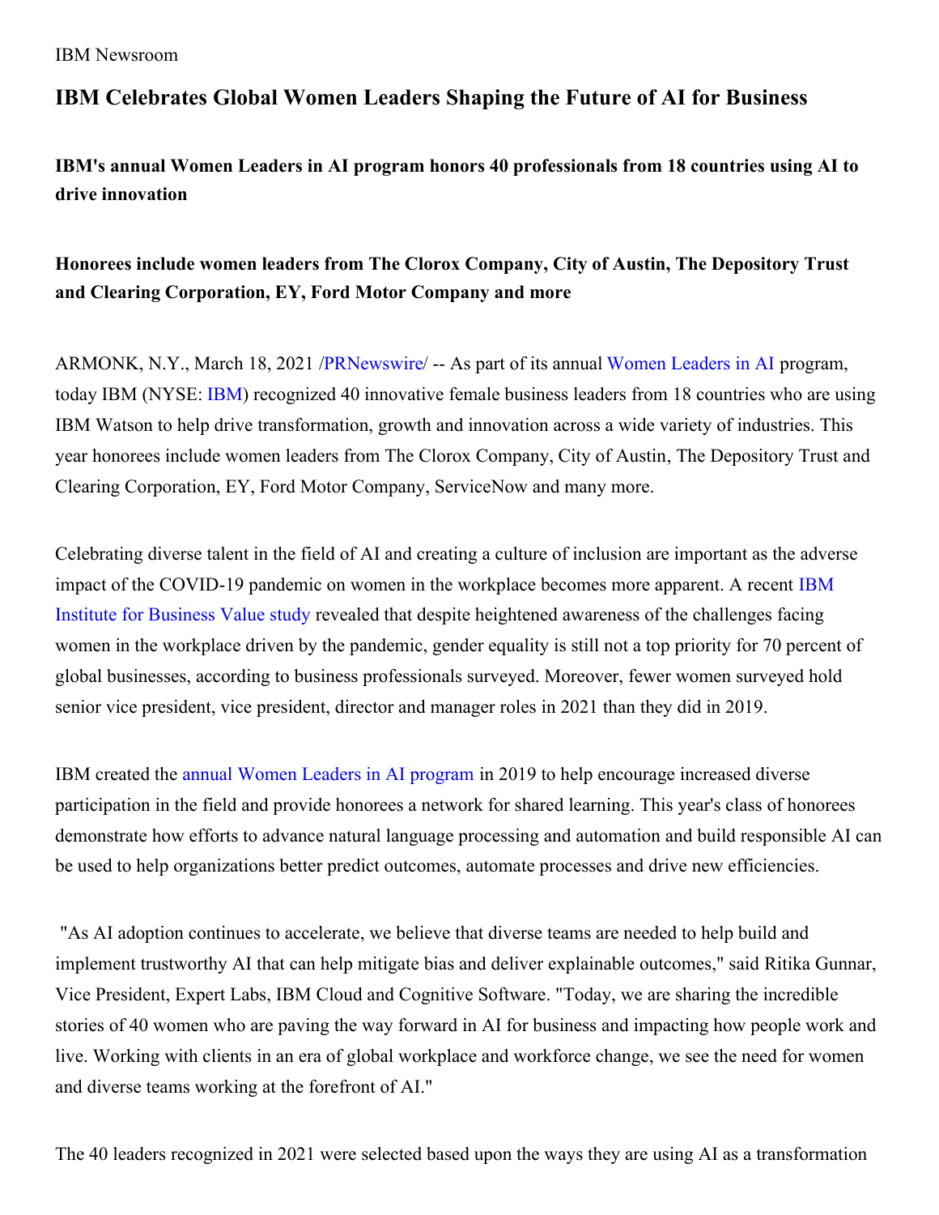IBM Newsroom

# IBM Celebrates Global Women Leaders Shaping the Future of AI for Business

### IBM's annual Women Leaders in AI program honors 40 professionals from 18 countries using AI to drive innovation

### Honorees include women leaders from The Clorox Company, City of Austin, The Depository Trust and Clearing Corporation, EY, Ford Motor Company and more

ARMONK, N.Y., March 18, 2021 /PRNewswire/ -- As part of its annual Women Leaders in AI program, today IBM (NYSE: IBM) recognized 40 innovative female business leaders from 18 countries who are using IBM Watson to help drive transformation, growth and innovation across a wide variety of industries. This year honorees include women leaders from The Clorox Company, City of Austin, The Depository Trust and Clearing Corporation, EY, Ford Motor Company, ServiceNow and many more.

Celebrating diverse talent in the field of AI and creating a culture of inclusion are important as the adverse impact of the COVID-19 pandemic on women in the workplace becomes more apparent. A recent IBM Institute for Business Value study revealed that despite heightened awareness of the challenges facing women in the workplace driven by the pandemic, gender equality is still not a top priority for 70 percent of global businesses, according to business professionals surveyed. Moreover, fewer women surveyed hold senior vice president, vice president, director and manager roles in 2021 than they did in 2019.

IBM created the annual Women Leaders in AI program in 2019 to help encourage increased diverse participation in the field and provide honorees a network for shared learning. This year's class of honorees demonstrate how efforts to advance natural language processing and automation and build responsible AI can be used to help organizations better predict outcomes, automate processes and drive new efficiencies.

"As AI adoption continues to accelerate, we believe that diverse teams are needed to help build and implement trustworthy AI that can help mitigate bias and deliver explainable outcomes," said Ritika Gunnar, Vice President, Expert Labs, IBM Cloud and Cognitive Software. "Today, we are sharing the incredible stories of 40 women who are paving the way forward in AI for business and impacting how people work and live. Working with clients in an era of global workplace and workforce change, we see the need for women and diverse teams working at the forefront of AI."

The 40 leaders recognized in 2021 were selected based upon the ways they are using AI as a transformation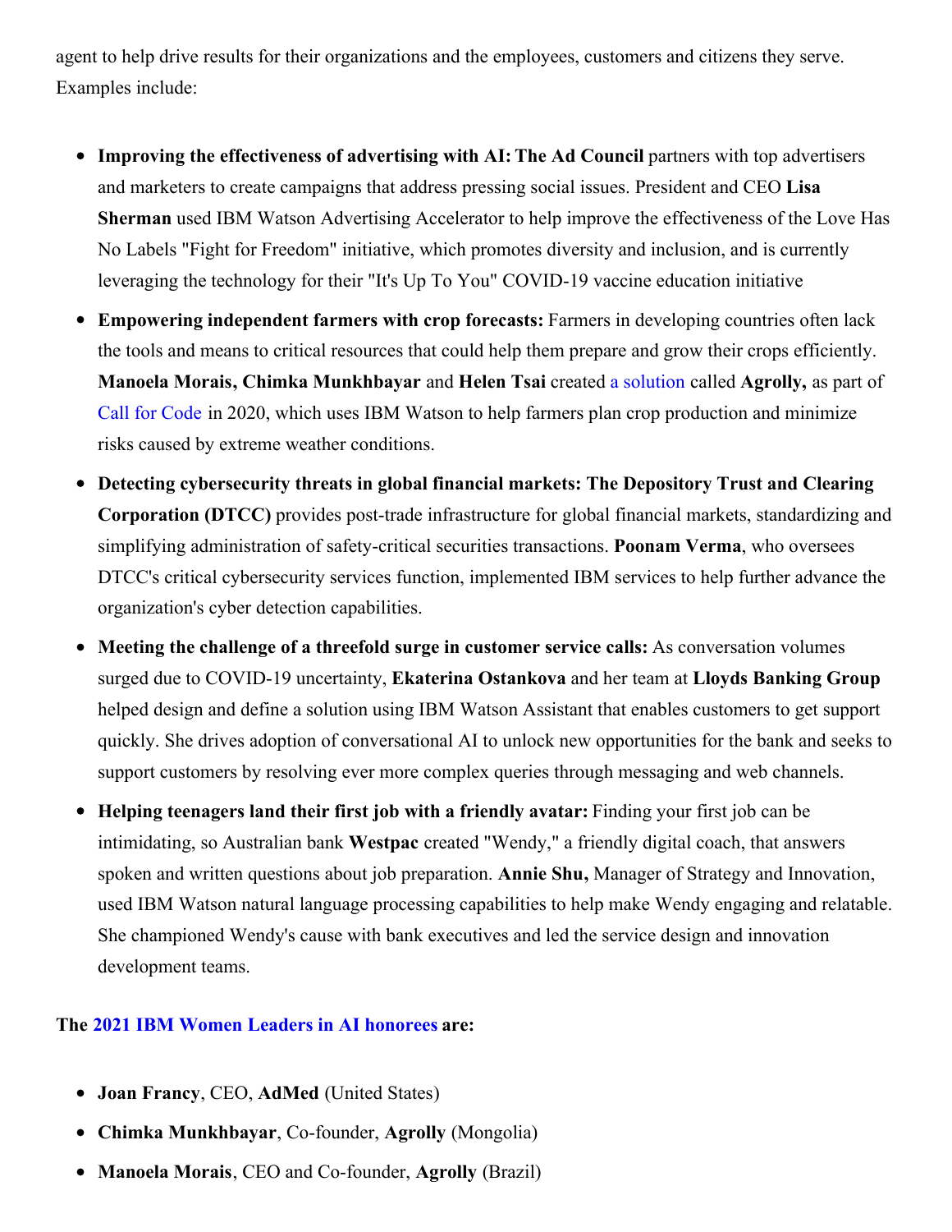agent to help drive results for their organizations and the employees, customers and citizens they serve. Examples include:

- **Improving the effectiveness of advertising with AI: The Ad Council** partners with top advertisers and marketers to create campaigns that address pressing social issues. President and CEO **Lisa Sherman** used IBM Watson Advertising Accelerator to help improve the effectiveness of the Love Has No Labels "Fight for Freedom" initiative, which promotes diversity and inclusion, and is currently leveraging the technology for their "It's Up To You" COVID-19 vaccine education initiative
- **Empowering independent farmers with crop forecasts:** Farmers in developing countries often lack the tools and means to critical resources that could help them prepare and grow their crops efficiently. **Manoela Morais, Chimka Munkhbayar** and **Helen Tsai** created a solution called **Agrolly,** as part of Call for Code in 2020, which uses IBM Watson to help farmers plan crop production and minimize risks caused by extreme weather conditions.
- **Detecting cybersecurity threats in global financial markets: The Depository Trust and Clearing Corporation (DTCC)** provides post-trade infrastructure for global financial markets, standardizing and simplifying administration of safety-critical securities transactions. **Poonam Verma**, who oversees DTCC's critical cybersecurity services function, implemented IBM services to help further advance the organization's cyber detection capabilities.
- **Meeting the challenge of a threefold surge in customer service calls:** As conversation volumes surged due to COVID-19 uncertainty, **Ekaterina Ostankova** and her team at **Lloyds Banking Group** helped design and define a solution using IBM Watson Assistant that enables customers to get support quickly. She drives adoption of conversational AI to unlock new opportunities for the bank and seeks to support customers by resolving ever more complex queries through messaging and web channels.
- **Helping teenagers land their first job with a friendly avatar:** Finding your first job can be intimidating, so Australian bank **Westpac** created "Wendy," a friendly digital coach, that answers spoken and written questions about job preparation. **Annie Shu,** Manager of Strategy and Innovation, used IBM Watson natural language processing capabilities to help make Wendy engaging and relatable. She championed Wendy's cause with bank executives and led the service design and innovation development teams.

**The 2021 IBM Women Leaders in AI honorees are:**

- **Joan Francy**, CEO, **AdMed** (United States)
- **Chimka Munkhbayar**, Co-founder, **Agrolly** (Mongolia)
- **Manoela Morais**, CEO and Co-founder, **Agrolly** (Brazil)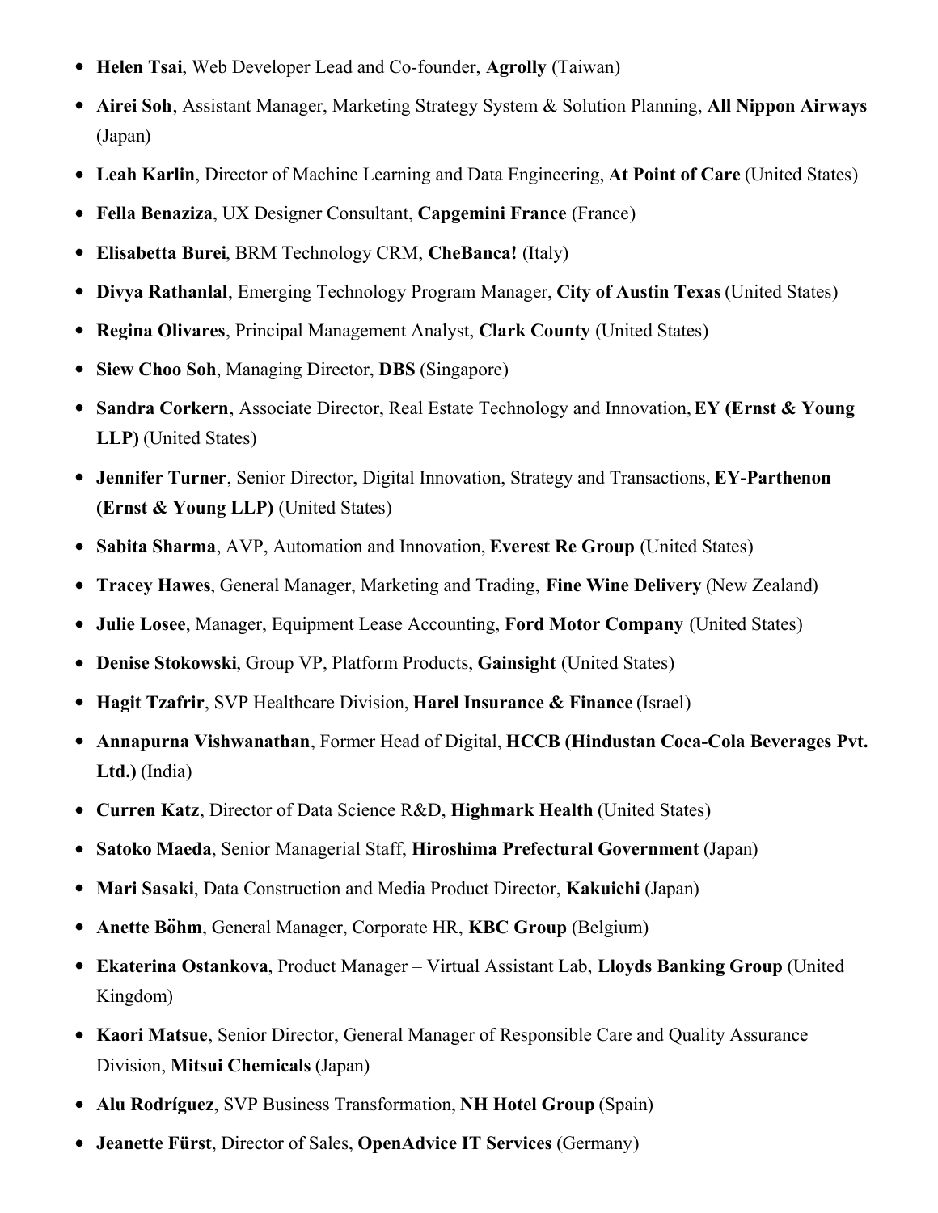- **Helen Tsai**, Web Developer Lead and Co-founder, **Agrolly** (Taiwan)
- **Airei Soh**, Assistant Manager, Marketing Strategy System & Solution Planning, **All Nippon Airways** (Japan)
- **Leah Karlin**, Director of Machine Learning and Data Engineering, **At Point of Care** (United States)
- **Fella Benaziza**, UX Designer Consultant, **Capgemini France** (France)
- **Elisabetta Burei**, BRM Technology CRM, **CheBanca!** (Italy)
- **Divya Rathanlal**, Emerging Technology Program Manager, **City of Austin Texas** (United States)
- **Regina Olivares**, Principal Management Analyst, **Clark County** (United States)
- **Siew Choo Soh**, Managing Director, **DBS** (Singapore)
- **Sandra Corkern**, Associate Director, Real Estate Technology and Innovation, **EY (Ernst & Young LLP)** (United States)
- **Jennifer Turner**, Senior Director, Digital Innovation, Strategy and Transactions, **EY-Parthenon (Ernst & Young LLP)** (United States)
- **Sabita Sharma**, AVP, Automation and Innovation, **Everest Re Group** (United States)
- **Tracey Hawes**, General Manager, Marketing and Trading, **Fine Wine Delivery** (New Zealand)
- **Julie Losee**, Manager, Equipment Lease Accounting, **Ford Motor Company** (United States)
- **Denise Stokowski**, Group VP, Platform Products, **Gainsight** (United States)
- **Hagit Tzafrir**, SVP Healthcare Division, **Harel Insurance & Finance** (Israel)
- **Annapurna Vishwanathan**, Former Head of Digital, **HCCB (Hindustan Coca-Cola Beverages Pvt. Ltd.)** (India)
- **Curren Katz**, Director of Data Science R&D, **Highmark Health** (United States)
- **Satoko Maeda**, Senior Managerial Staff, **Hiroshima Prefectural Government** (Japan)
- **Mari Sasaki**, Data Construction and Media Product Director, **Kakuichi** (Japan)
- **Anette Böhm**, General Manager, Corporate HR, **KBC Group** (Belgium)
- **Ekaterina Ostankova**, Product Manager – Virtual Assistant Lab, **Lloyds Banking Group** (United Kingdom)
- **Kaori Matsue**, Senior Director, General Manager of Responsible Care and Quality Assurance Division, **Mitsui Chemicals** (Japan)
- **Alu Rodríguez**, SVP Business Transformation, **NH Hotel Group** (Spain)
- **Jeanette Fürst**, Director of Sales, **OpenAdvice IT Services** (Germany)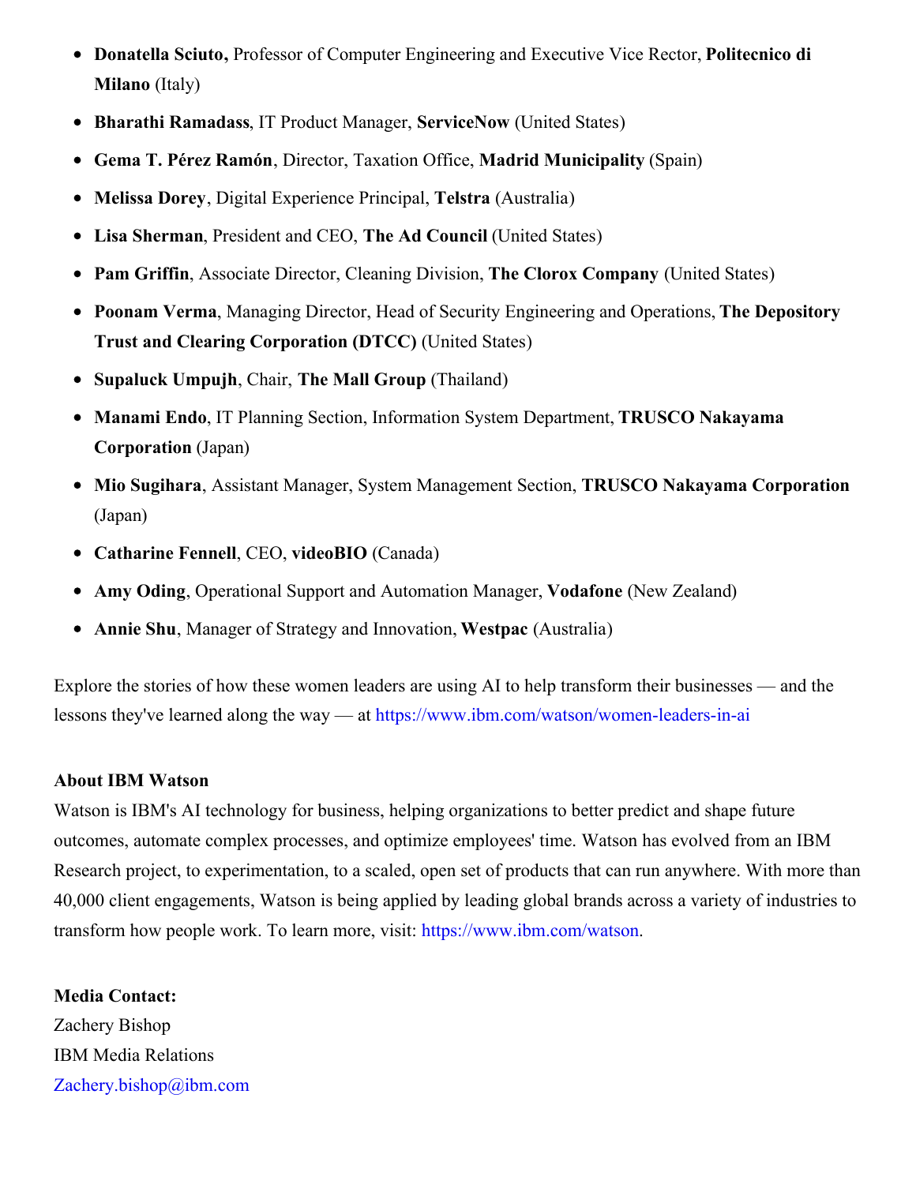- **Donatella Sciuto,** Professor of Computer Engineering and Executive Vice Rector, **Politecnico di Milano** (Italy)
- **Bharathi Ramadass**, IT Product Manager, **ServiceNow** (United States)
- **Gema T. Pérez Ramón**, Director, Taxation Office, **Madrid Municipality** (Spain)
- **Melissa Dorey**, Digital Experience Principal, **Telstra** (Australia)
- **Lisa Sherman**, President and CEO, **The Ad Council** (United States)
- **Pam Griffin**, Associate Director, Cleaning Division, **The Clorox Company** (United States)
- **Poonam Verma**, Managing Director, Head of Security Engineering and Operations, **The Depository Trust and Clearing Corporation (DTCC)** (United States)
- **Supaluck Umpujh**, Chair, **The Mall Group** (Thailand)
- **Manami Endo**, IT Planning Section, Information System Department, **TRUSCO Nakayama Corporation** (Japan)
- **Mio Sugihara**, Assistant Manager, System Management Section, **TRUSCO Nakayama Corporation** (Japan)
- **Catharine Fennell**, CEO, **videoBIO** (Canada)
- **Amy Oding**, Operational Support and Automation Manager, **Vodafone** (New Zealand)
- **Annie Shu**, Manager of Strategy and Innovation, **Westpac** (Australia)

Explore the stories of how these women leaders are using AI to help transform their businesses — and the lessons they've learned along the way — at https://www.ibm.com/watson/women-leaders-in-ai

**About IBM Watson**

Watson is IBM's AI technology for business, helping organizations to better predict and shape future outcomes, automate complex processes, and optimize employees' time. Watson has evolved from an IBM Research project, to experimentation, to a scaled, open set of products that can run anywhere. With more than 40,000 client engagements, Watson is being applied by leading global brands across a variety of industries to transform how people work. To learn more, visit: https://www.ibm.com/watson.

**Media Contact:**

Zachery Bishop

IBM Media Relations

Zachery.bishop@ibm.com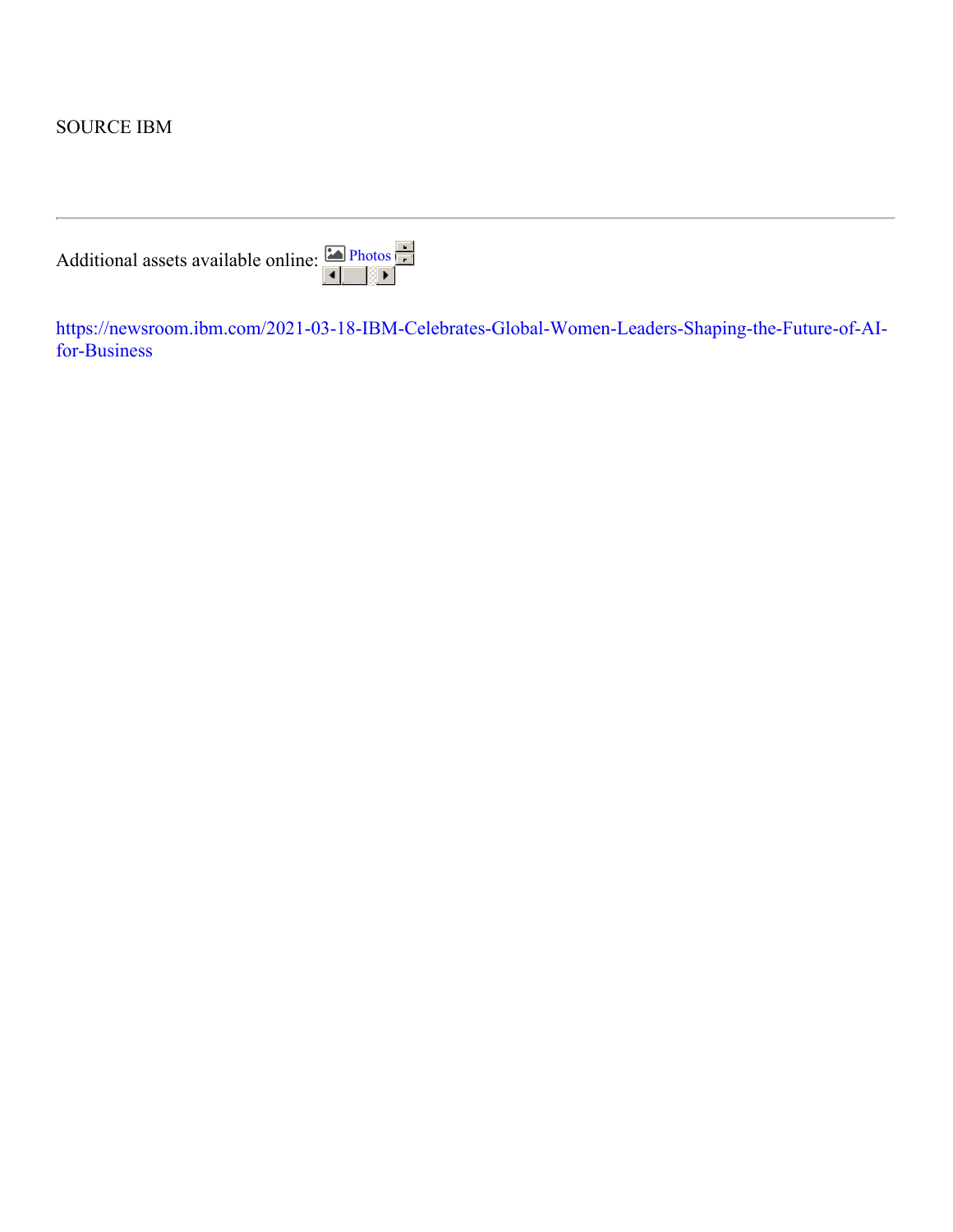SOURCE IBM

---

Additional assets available online: Photos

https://newsroom.ibm.com/2021-03-18-IBM-Celebrates-Global-Women-Leaders-Shaping-the-Future-of-AI-for-Business